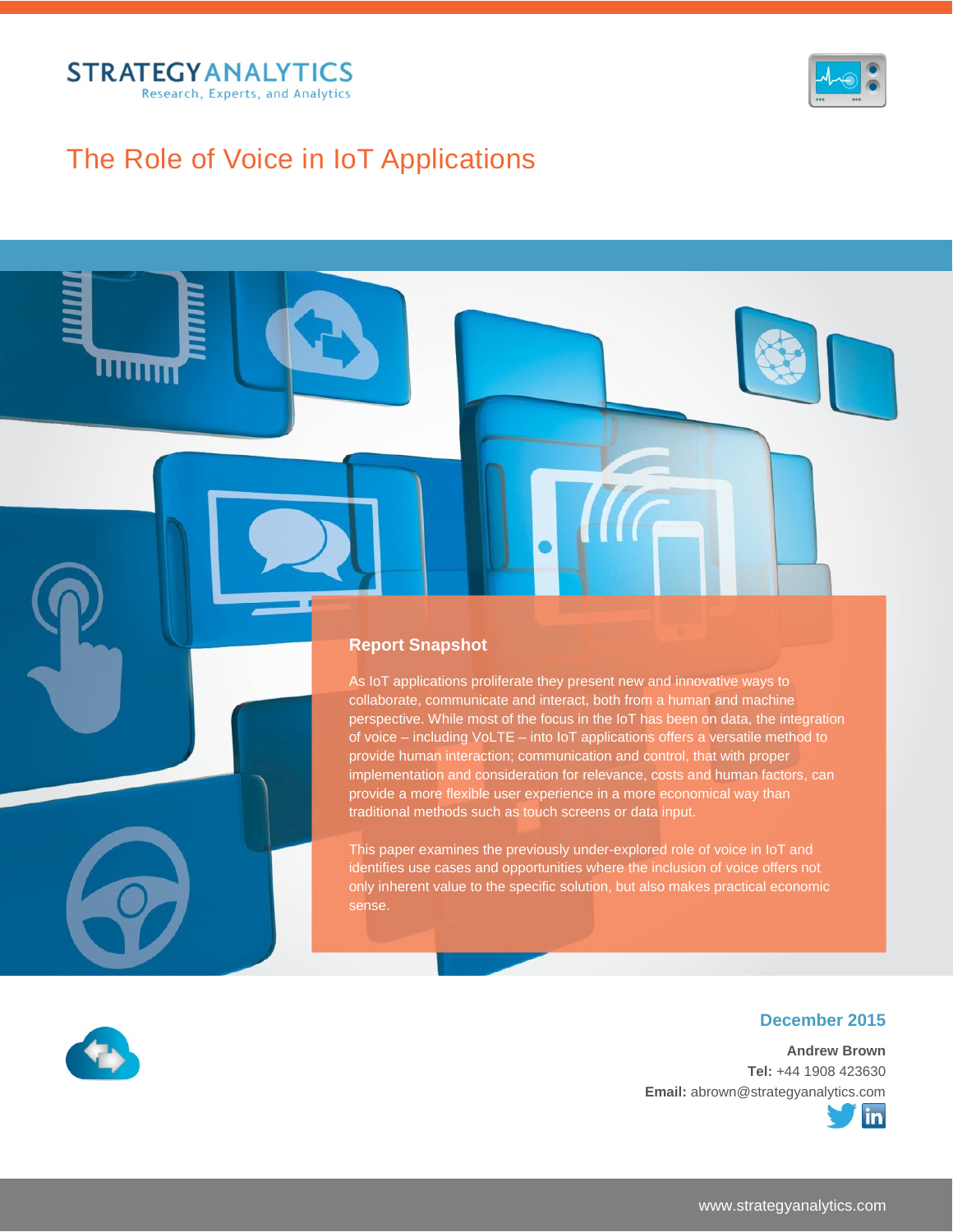STRATEGY ANALYTICS
Research, Experts, and Analytics

# The Role of Voice in IoT Applications

## Report Snapshot

As IoT applications proliferate they present new and innovative ways to collaborate, communicate and interact, both from a human and machine perspective. While most of the focus in the IoT has been on data, the integration of voice – including VoLTE – into IoT applications offers a versatile method to provide human interaction; communication and control, that with proper implementation and consideration for relevance, costs and human factors, can provide a more flexible user experience in a more economical way than traditional methods such as touch screens or data input.

This paper examines the previously under-explored role of voice in IoT and identifies use cases and opportunities where the inclusion of voice offers not only inherent value to the specific solution, but also makes practical economic sense.

**December 2015**

**Andrew Brown**
**Tel:** +44 1908 423630
**Email:** abrown@strategyanalytics.com

www.strategyanalytics.com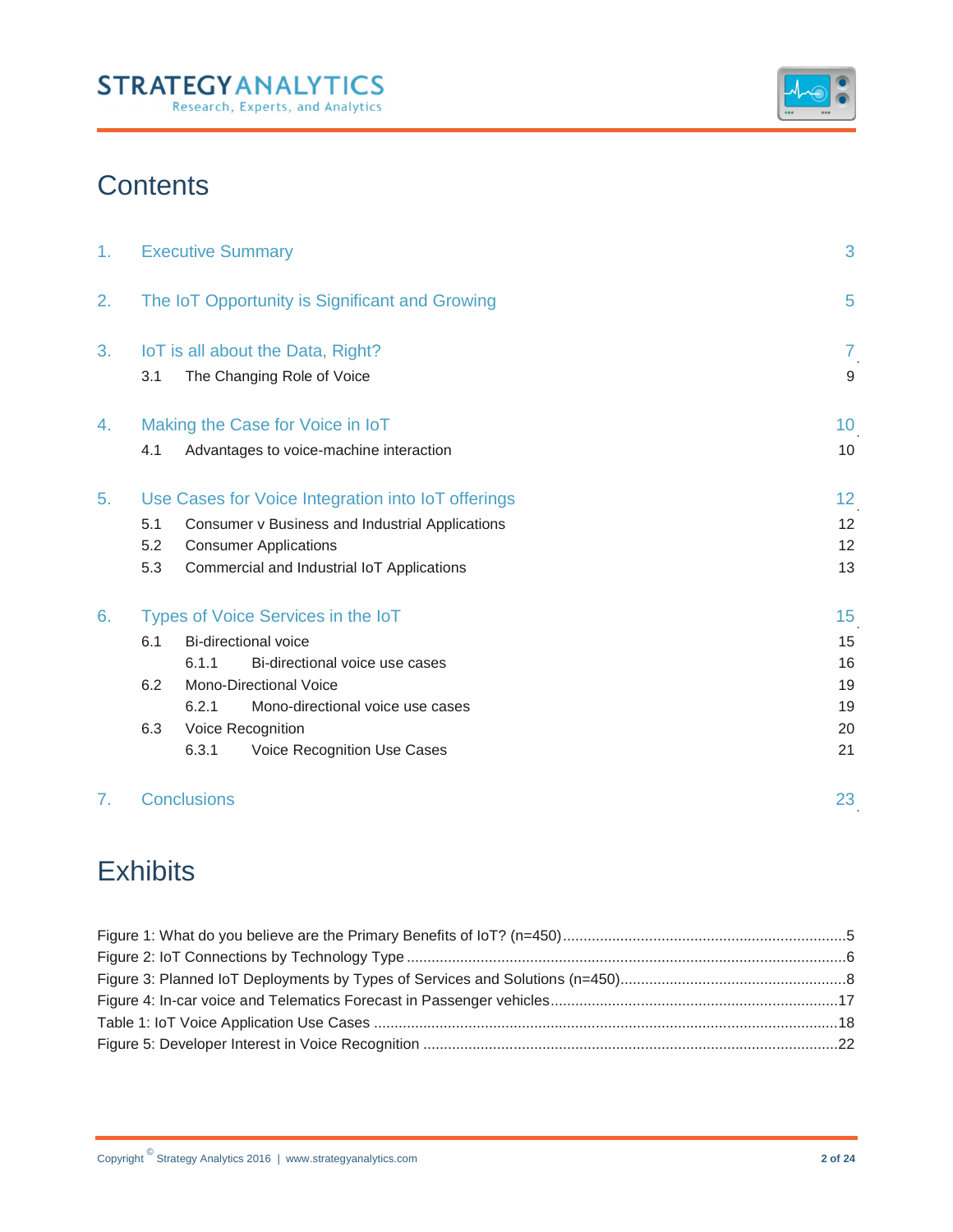# Contents

| | | |
|---|---|---|
| 1. | Executive Summary | 3 |
| 2. | The IoT Opportunity is Significant and Growing | 5 |
| 3. | IoT is all about the Data, Right? | 7 |
| 3.1 | The Changing Role of Voice | 9 |
| 4. | Making the Case for Voice in IoT | 10 |
| 4.1 | Advantages to voice-machine interaction | 10 |
| 5. | Use Cases for Voice Integration into IoT offerings | 12 |
| 5.1 | Consumer v Business and Industrial Applications | 12 |
| 5.2 | Consumer Applications | 12 |
| 5.3 | Commercial and Industrial IoT Applications | 13 |
| 6. | Types of Voice Services in the IoT | 15 |
| 6.1 | Bi-directional voice | 15 |
| 6.1.1 | Bi-directional voice use cases | 16 |
| 6.2 | Mono-Directional Voice | 19 |
| 6.2.1 | Mono-directional voice use cases | 19 |
| 6.3 | Voice Recognition | 20 |
| 6.3.1 | Voice Recognition Use Cases | 21 |
| 7. | Conclusions | 23 |

# Exhibits

Figure 1: What do you believe are the Primary Benefits of IoT? (n=450) .......... 5
Figure 2: IoT Connections by Technology Type .......... 6
Figure 3: Planned IoT Deployments by Types of Services and Solutions (n=450) .......... 8
Figure 4: In-car voice and Telematics Forecast in Passenger vehicles .......... 17
Table 1: IoT Voice Application Use Cases .......... 18
Figure 5: Developer Interest in Voice Recognition .......... 22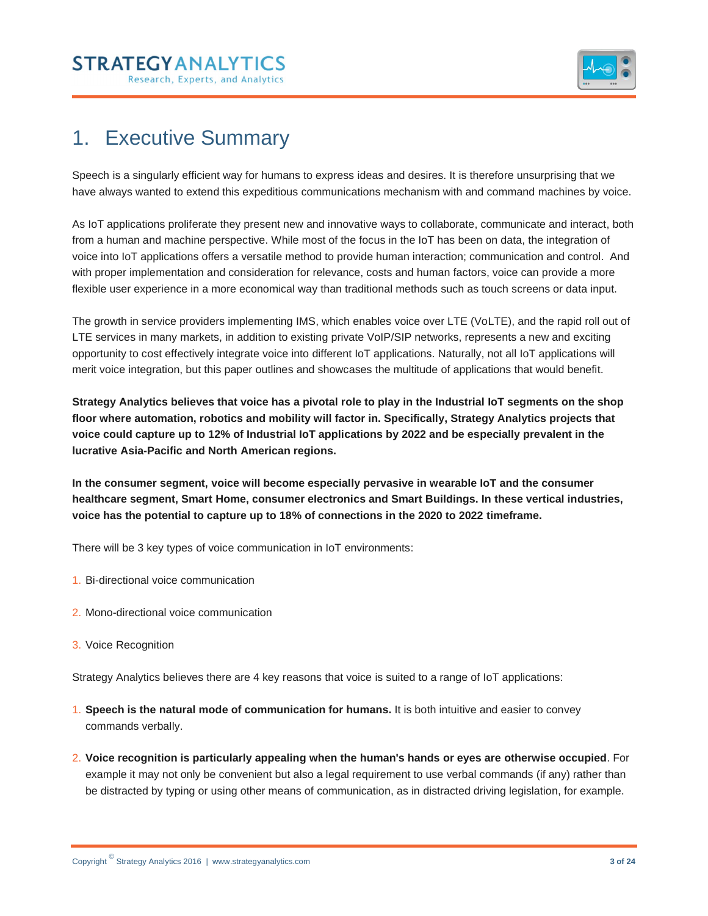# 1. Executive Summary

Speech is a singularly efficient way for humans to express ideas and desires. It is therefore unsurprising that we have always wanted to extend this expeditious communications mechanism with and command machines by voice.

As IoT applications proliferate they present new and innovative ways to collaborate, communicate and interact, both from a human and machine perspective. While most of the focus in the IoT has been on data, the integration of voice into IoT applications offers a versatile method to provide human interaction; communication and control. And with proper implementation and consideration for relevance, costs and human factors, voice can provide a more flexible user experience in a more economical way than traditional methods such as touch screens or data input.

The growth in service providers implementing IMS, which enables voice over LTE (VoLTE), and the rapid roll out of LTE services in many markets, in addition to existing private VoIP/SIP networks, represents a new and exciting opportunity to cost effectively integrate voice into different IoT applications. Naturally, not all IoT applications will merit voice integration, but this paper outlines and showcases the multitude of applications that would benefit.

**Strategy Analytics believes that voice has a pivotal role to play in the Industrial IoT segments on the shop floor where automation, robotics and mobility will factor in. Specifically, Strategy Analytics projects that voice could capture up to 12% of Industrial IoT applications by 2022 and be especially prevalent in the lucrative Asia-Pacific and North American regions.**

**In the consumer segment, voice will become especially pervasive in wearable IoT and the consumer healthcare segment, Smart Home, consumer electronics and Smart Buildings. In these vertical industries, voice has the potential to capture up to 18% of connections in the 2020 to 2022 timeframe.**

There will be 3 key types of voice communication in IoT environments:

1. Bi-directional voice communication
2. Mono-directional voice communication
3. Voice Recognition

Strategy Analytics believes there are 4 key reasons that voice is suited to a range of IoT applications:

1. **Speech is the natural mode of communication for humans.** It is both intuitive and easier to convey commands verbally.
2. **Voice recognition is particularly appealing when the human's hands or eyes are otherwise occupied**. For example it may not only be convenient but also a legal requirement to use verbal commands (if any) rather than be distracted by typing or using other means of communication, as in distracted driving legislation, for example.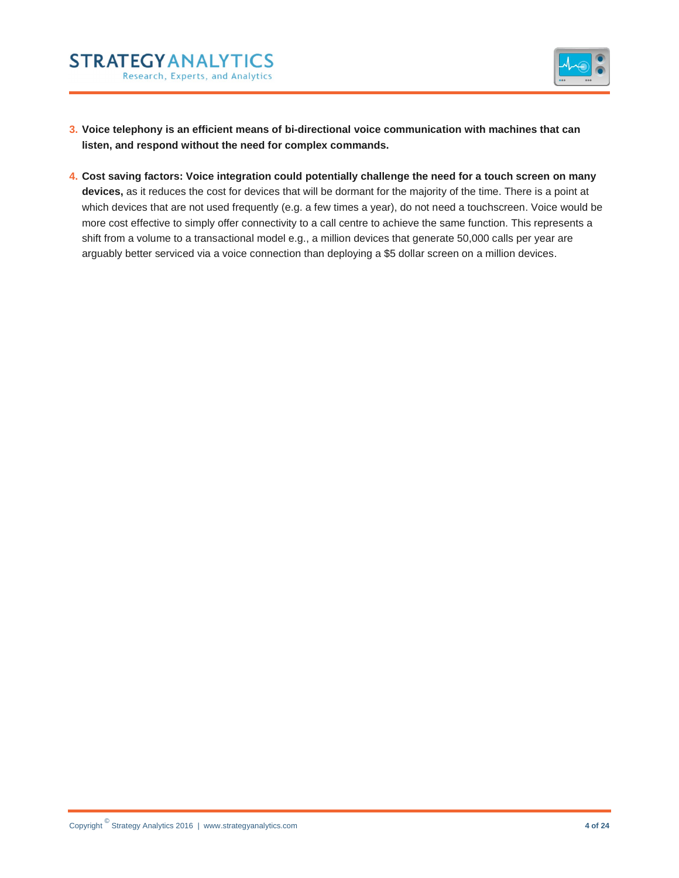3. **Voice telephony is an efficient means of bi-directional voice communication with machines that can listen, and respond without the need for complex commands.**

4. **Cost saving factors: Voice integration could potentially challenge the need for a touch screen on many devices,** as it reduces the cost for devices that will be dormant for the majority of the time. There is a point at which devices that are not used frequently (e.g. a few times a year), do not need a touchscreen. Voice would be more cost effective to simply offer connectivity to a call centre to achieve the same function. This represents a shift from a volume to a transactional model e.g., a million devices that generate 50,000 calls per year are arguably better serviced via a voice connection than deploying a $5 dollar screen on a million devices.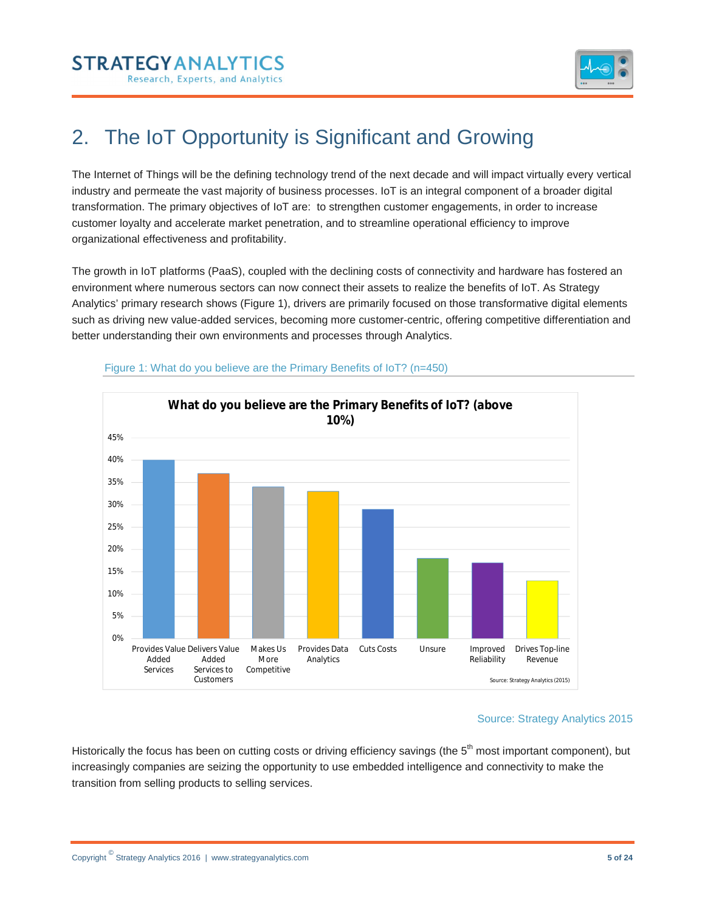# 2. The IoT Opportunity is Significant and Growing

The Internet of Things will be the defining technology trend of the next decade and will impact virtually every vertical industry and permeate the vast majority of business processes. IoT is an integral component of a broader digital transformation. The primary objectives of IoT are: to strengthen customer engagements, in order to increase customer loyalty and accelerate market penetration, and to streamline operational efficiency to improve organizational effectiveness and profitability.

The growth in IoT platforms (PaaS), coupled with the declining costs of connectivity and hardware has fostered an environment where numerous sectors can now connect their assets to realize the benefits of IoT. As Strategy Analytics' primary research shows (Figure 1), drivers are primarily focused on those transformative digital elements such as driving new value-added services, becoming more customer-centric, offering competitive differentiation and better understanding their own environments and processes through Analytics.

Figure 1: What do you believe are the Primary Benefits of IoT? (n=450)

**What do you believe are the Primary Benefits of IoT? (above 10%)**

| Benefit | Share |
| --- | --- |
| Provides Value Added Services | 40% |
| Delivers Value Added Services to Customers | 37% |
| Makes Us More Competitive | 34% |
| Provides Data Analytics | 33% |
| Cuts Costs | 29% |
| Unsure | 18% |
| Improved Reliability | 17% |
| Drives Top-line Revenue | 13% |

Source: Strategy Analytics (2015)

Source: Strategy Analytics 2015

Historically the focus has been on cutting costs or driving efficiency savings (the 5th most important component), but increasingly companies are seizing the opportunity to use embedded intelligence and connectivity to make the transition from selling products to selling services.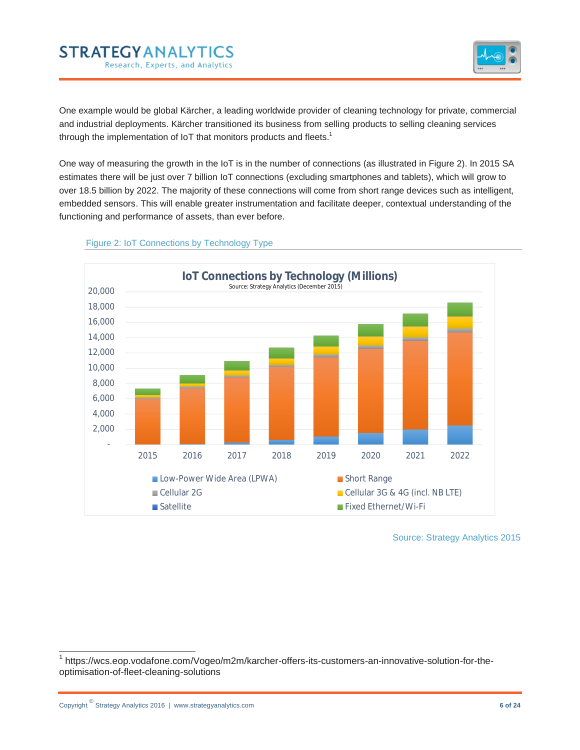One example would be global Kärcher, a leading worldwide provider of cleaning technology for private, commercial and industrial deployments. Kärcher transitioned its business from selling products to selling cleaning services through the implementation of IoT that monitors products and fleets.[1]

One way of measuring the growth in the IoT is in the number of connections (as illustrated in Figure 2). In 2015 SA estimates there will be just over 7 billion IoT connections (excluding smartphones and tablets), which will grow to over 18.5 billion by 2022. The majority of these connections will come from short range devices such as intelligent, embedded sensors. This will enable greater instrumentation and facilitate deeper, contextual understanding of the functioning and performance of assets, than ever before.

Figure 2: IoT Connections by Technology Type

Source: Strategy Analytics 2015

[1] https://wcs.eop.vodafone.com/Vogeo/m2m/karcher-offers-its-customers-an-innovative-solution-for-the-optimisation-of-fleet-cleaning-solutions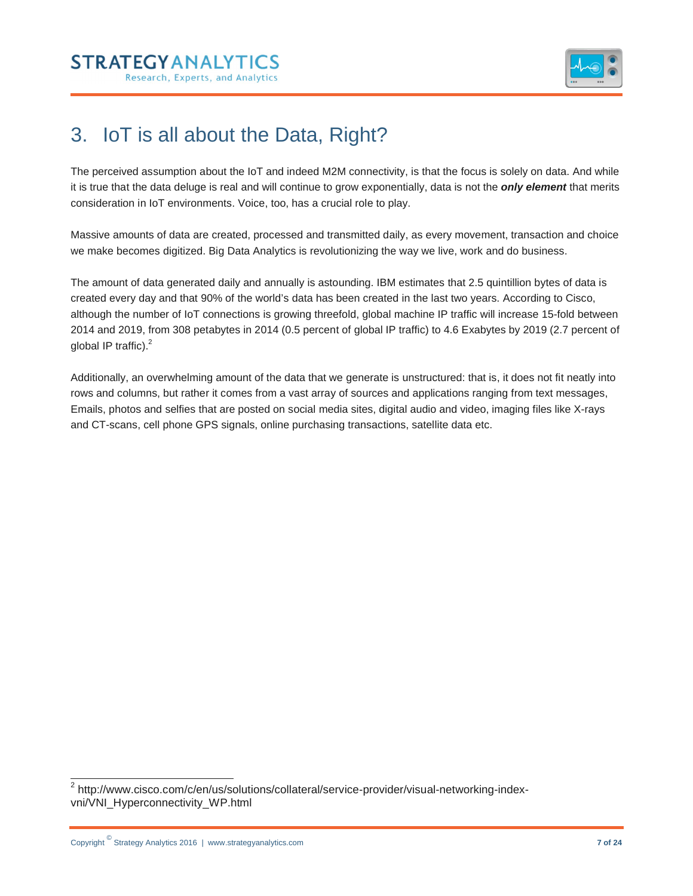# 3. IoT is all about the Data, Right?

The perceived assumption about the IoT and indeed M2M connectivity, is that the focus is solely on data. And while it is true that the data deluge is real and will continue to grow exponentially, data is not the ***only element*** that merits consideration in IoT environments. Voice, too, has a crucial role to play.

Massive amounts of data are created, processed and transmitted daily, as every movement, transaction and choice we make becomes digitized. Big Data Analytics is revolutionizing the way we live, work and do business.

The amount of data generated daily and annually is astounding. IBM estimates that 2.5 quintillion bytes of data is created every day and that 90% of the world's data has been created in the last two years. According to Cisco, although the number of IoT connections is growing threefold, global machine IP traffic will increase 15-fold between 2014 and 2019, from 308 petabytes in 2014 (0.5 percent of global IP traffic) to 4.6 Exabytes by 2019 (2.7 percent of global IP traffic).[2]

Additionally, an overwhelming amount of the data that we generate is unstructured: that is, it does not fit neatly into rows and columns, but rather it comes from a vast array of sources and applications ranging from text messages, Emails, photos and selfies that are posted on social media sites, digital audio and video, imaging files like X-rays and CT-scans, cell phone GPS signals, online purchasing transactions, satellite data etc.

---

[2] http://www.cisco.com/c/en/us/solutions/collateral/service-provider/visual-networking-index-vni/VNI_Hyperconnectivity_WP.html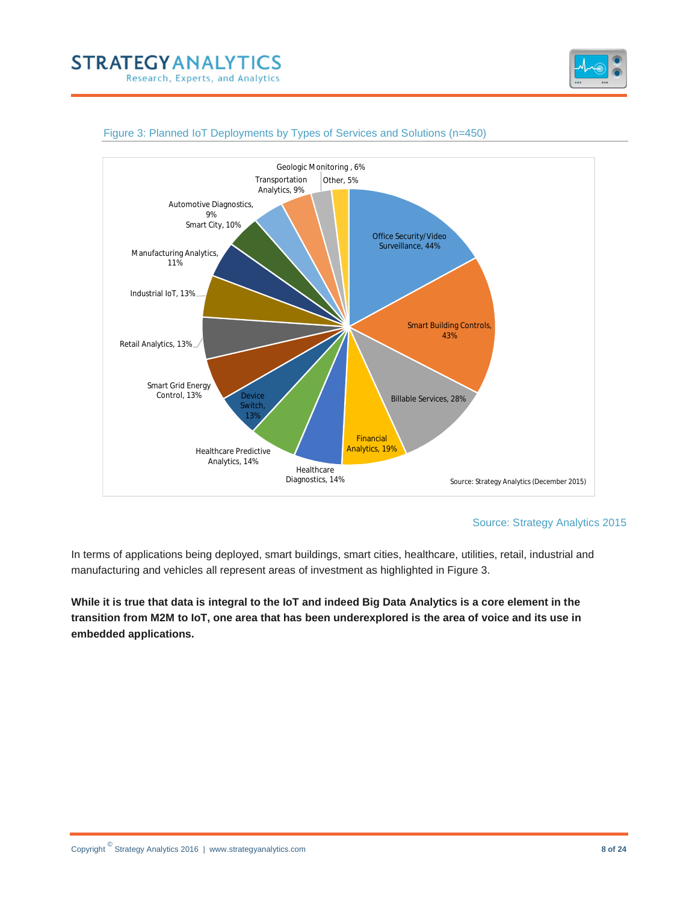Figure 3: Planned IoT Deployments by Types of Services and Solutions (n=450)

| Service/Solution | Percentage |
|---|---|
| Office Security/Video Surveillance | 44% |
| Smart Building Controls | 43% |
| Billable Services | 28% |
| Financial Analytics | 19% |
| Healthcare Diagnostics | 14% |
| Healthcare Predictive Analytics | 14% |
| Device Switch | 13% |
| Smart Grid Energy Control | 13% |
| Retail Analytics | 13% |
| Industrial IoT | 13% |
| Manufacturing Analytics | 11% |
| Smart City | 10% |
| Automotive Diagnostics | 9% |
| Transportation Analytics | 9% |
| Geologic Monitoring | 6% |
| Other | 5% |

Source: Strategy Analytics (December 2015)

Source: Strategy Analytics 2015

In terms of applications being deployed, smart buildings, smart cities, healthcare, utilities, retail, industrial and manufacturing and vehicles all represent areas of investment as highlighted in Figure 3.

**While it is true that data is integral to the IoT and indeed Big Data Analytics is a core element in the transition from M2M to IoT, one area that has been underexplored is the area of voice and its use in embedded applications.**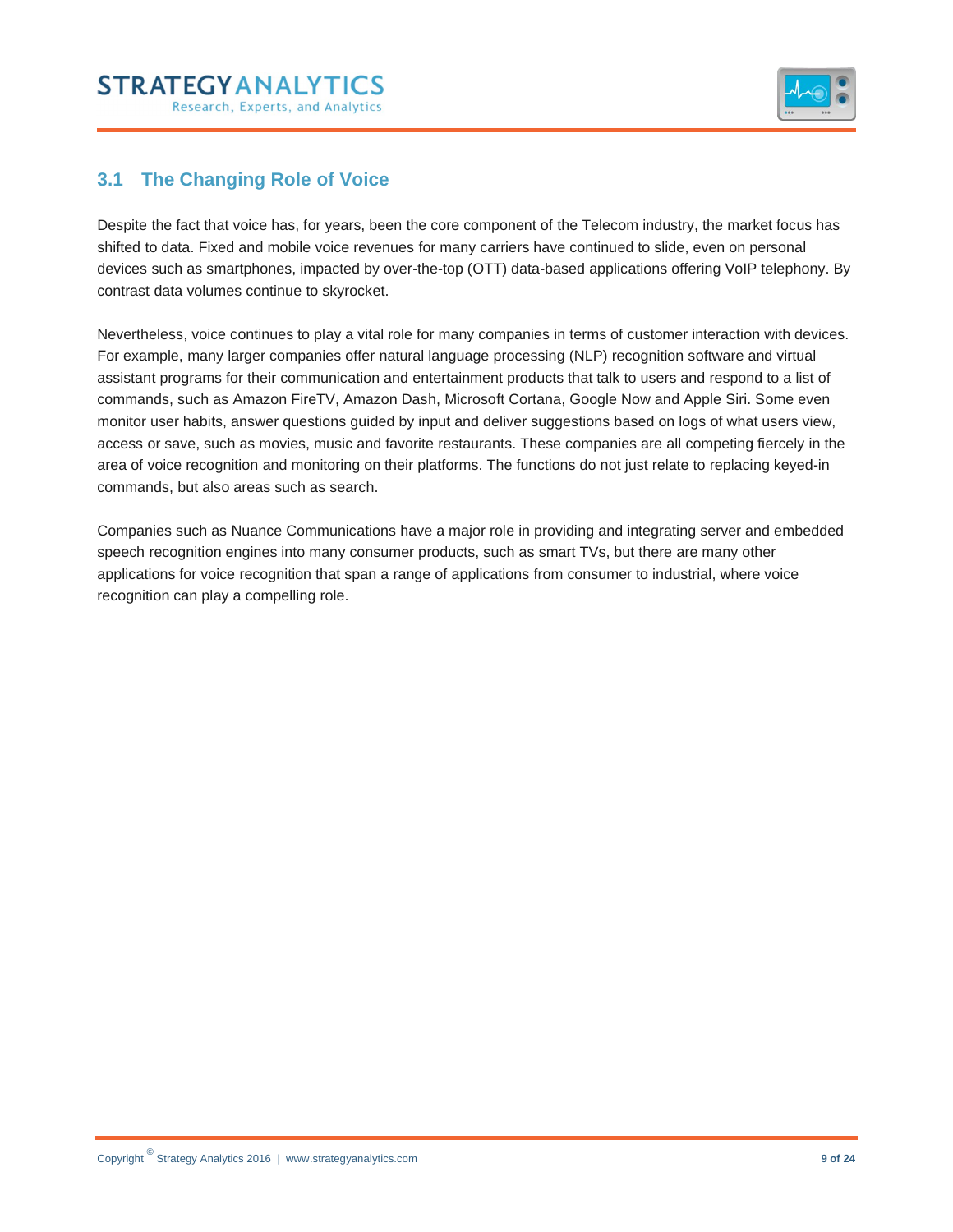## 3.1 The Changing Role of Voice

Despite the fact that voice has, for years, been the core component of the Telecom industry, the market focus has shifted to data. Fixed and mobile voice revenues for many carriers have continued to slide, even on personal devices such as smartphones, impacted by over-the-top (OTT) data-based applications offering VoIP telephony. By contrast data volumes continue to skyrocket.

Nevertheless, voice continues to play a vital role for many companies in terms of customer interaction with devices. For example, many larger companies offer natural language processing (NLP) recognition software and virtual assistant programs for their communication and entertainment products that talk to users and respond to a list of commands, such as Amazon FireTV, Amazon Dash, Microsoft Cortana, Google Now and Apple Siri. Some even monitor user habits, answer questions guided by input and deliver suggestions based on logs of what users view, access or save, such as movies, music and favorite restaurants. These companies are all competing fiercely in the area of voice recognition and monitoring on their platforms. The functions do not just relate to replacing keyed-in commands, but also areas such as search.

Companies such as Nuance Communications have a major role in providing and integrating server and embedded speech recognition engines into many consumer products, such as smart TVs, but there are many other applications for voice recognition that span a range of applications from consumer to industrial, where voice recognition can play a compelling role.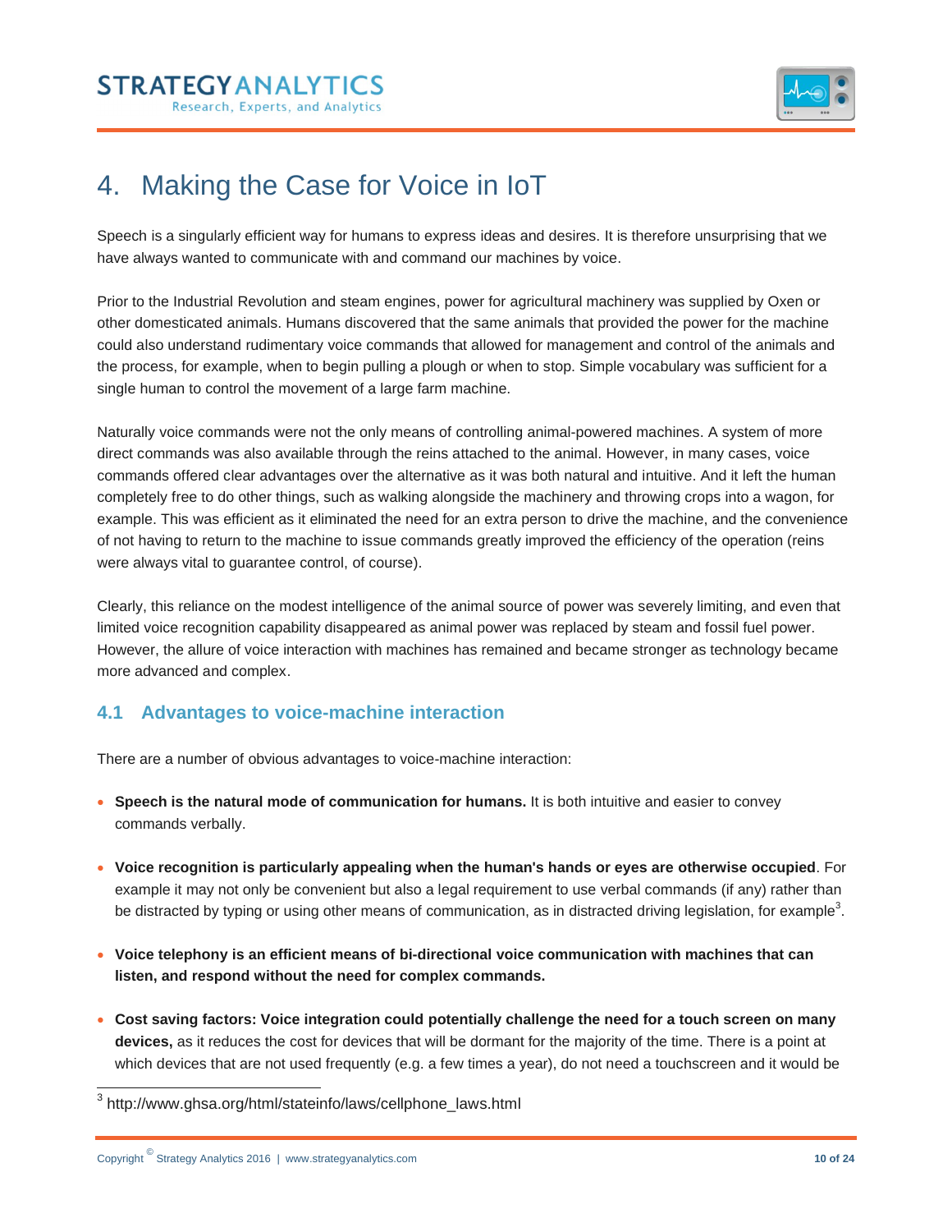# 4. Making the Case for Voice in IoT

Speech is a singularly efficient way for humans to express ideas and desires. It is therefore unsurprising that we have always wanted to communicate with and command our machines by voice.

Prior to the Industrial Revolution and steam engines, power for agricultural machinery was supplied by Oxen or other domesticated animals. Humans discovered that the same animals that provided the power for the machine could also understand rudimentary voice commands that allowed for management and control of the animals and the process, for example, when to begin pulling a plough or when to stop. Simple vocabulary was sufficient for a single human to control the movement of a large farm machine.

Naturally voice commands were not the only means of controlling animal-powered machines. A system of more direct commands was also available through the reins attached to the animal. However, in many cases, voice commands offered clear advantages over the alternative as it was both natural and intuitive. And it left the human completely free to do other things, such as walking alongside the machinery and throwing crops into a wagon, for example. This was efficient as it eliminated the need for an extra person to drive the machine, and the convenience of not having to return to the machine to issue commands greatly improved the efficiency of the operation (reins were always vital to guarantee control, of course).

Clearly, this reliance on the modest intelligence of the animal source of power was severely limiting, and even that limited voice recognition capability disappeared as animal power was replaced by steam and fossil fuel power. However, the allure of voice interaction with machines has remained and became stronger as technology became more advanced and complex.

## 4.1 Advantages to voice-machine interaction

There are a number of obvious advantages to voice-machine interaction:

- **Speech is the natural mode of communication for humans.** It is both intuitive and easier to convey commands verbally.
- **Voice recognition is particularly appealing when the human's hands or eyes are otherwise occupied**. For example it may not only be convenient but also a legal requirement to use verbal commands (if any) rather than be distracted by typing or using other means of communication, as in distracted driving legislation, for example[3].
- **Voice telephony is an efficient means of bi-directional voice communication with machines that can listen, and respond without the need for complex commands.**
- **Cost saving factors: Voice integration could potentially challenge the need for a touch screen on many devices,** as it reduces the cost for devices that will be dormant for the majority of the time. There is a point at which devices that are not used frequently (e.g. a few times a year), do not need a touchscreen and it would be

[3] http://www.ghsa.org/html/stateinfo/laws/cellphone_laws.html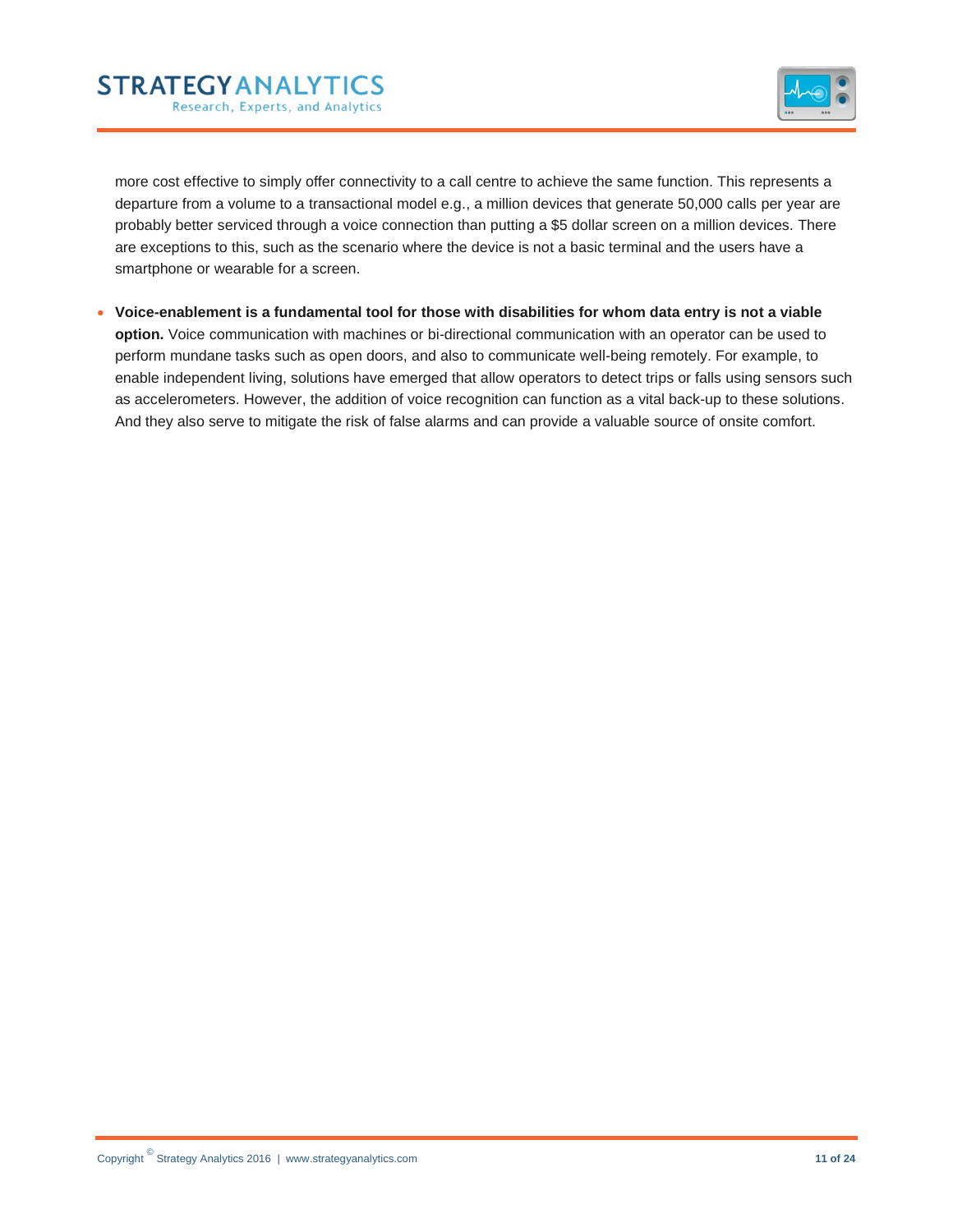more cost effective to simply offer connectivity to a call centre to achieve the same function. This represents a departure from a volume to a transactional model e.g., a million devices that generate 50,000 calls per year are probably better serviced through a voice connection than putting a $5 dollar screen on a million devices. There are exceptions to this, such as the scenario where the device is not a basic terminal and the users have a smartphone or wearable for a screen.

- **Voice-enablement is a fundamental tool for those with disabilities for whom data entry is not a viable option.** Voice communication with machines or bi-directional communication with an operator can be used to perform mundane tasks such as open doors, and also to communicate well-being remotely. For example, to enable independent living, solutions have emerged that allow operators to detect trips or falls using sensors such as accelerometers. However, the addition of voice recognition can function as a vital back-up to these solutions. And they also serve to mitigate the risk of false alarms and can provide a valuable source of onsite comfort.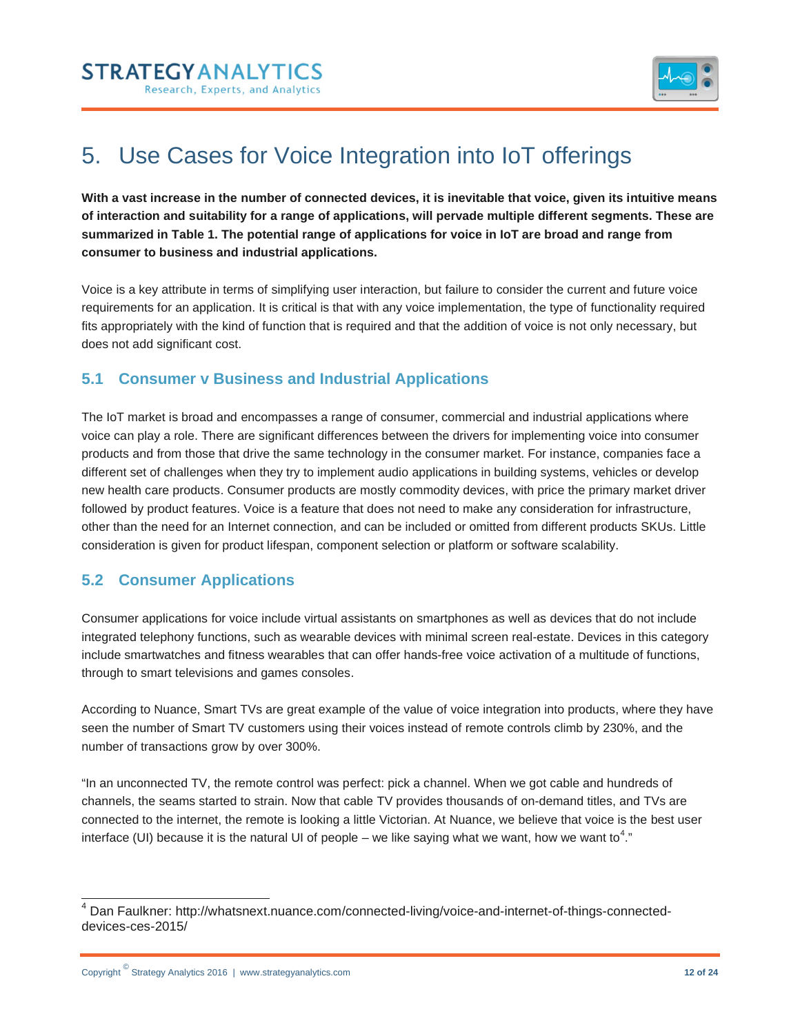# 5. Use Cases for Voice Integration into IoT offerings

**With a vast increase in the number of connected devices, it is inevitable that voice, given its intuitive means of interaction and suitability for a range of applications, will pervade multiple different segments. These are summarized in Table 1. The potential range of applications for voice in IoT are broad and range from consumer to business and industrial applications.**

Voice is a key attribute in terms of simplifying user interaction, but failure to consider the current and future voice requirements for an application. It is critical is that with any voice implementation, the type of functionality required fits appropriately with the kind of function that is required and that the addition of voice is not only necessary, but does not add significant cost.

## 5.1 Consumer v Business and Industrial Applications

The IoT market is broad and encompasses a range of consumer, commercial and industrial applications where voice can play a role. There are significant differences between the drivers for implementing voice into consumer products and from those that drive the same technology in the consumer market. For instance, companies face a different set of challenges when they try to implement audio applications in building systems, vehicles or develop new health care products. Consumer products are mostly commodity devices, with price the primary market driver followed by product features. Voice is a feature that does not need to make any consideration for infrastructure, other than the need for an Internet connection, and can be included or omitted from different products SKUs. Little consideration is given for product lifespan, component selection or platform or software scalability.

## 5.2 Consumer Applications

Consumer applications for voice include virtual assistants on smartphones as well as devices that do not include integrated telephony functions, such as wearable devices with minimal screen real-estate. Devices in this category include smartwatches and fitness wearables that can offer hands-free voice activation of a multitude of functions, through to smart televisions and games consoles.

According to Nuance, Smart TVs are great example of the value of voice integration into products, where they have seen the number of Smart TV customers using their voices instead of remote controls climb by 230%, and the number of transactions grow by over 300%.

"In an unconnected TV, the remote control was perfect: pick a channel. When we got cable and hundreds of channels, the seams started to strain. Now that cable TV provides thousands of on-demand titles, and TVs are connected to the internet, the remote is looking a little Victorian. At Nuance, we believe that voice is the best user interface (UI) because it is the natural UI of people – we like saying what we want, how we want to[4]."

---

[4] Dan Faulkner: http://whatsnext.nuance.com/connected-living/voice-and-internet-of-things-connected-devices-ces-2015/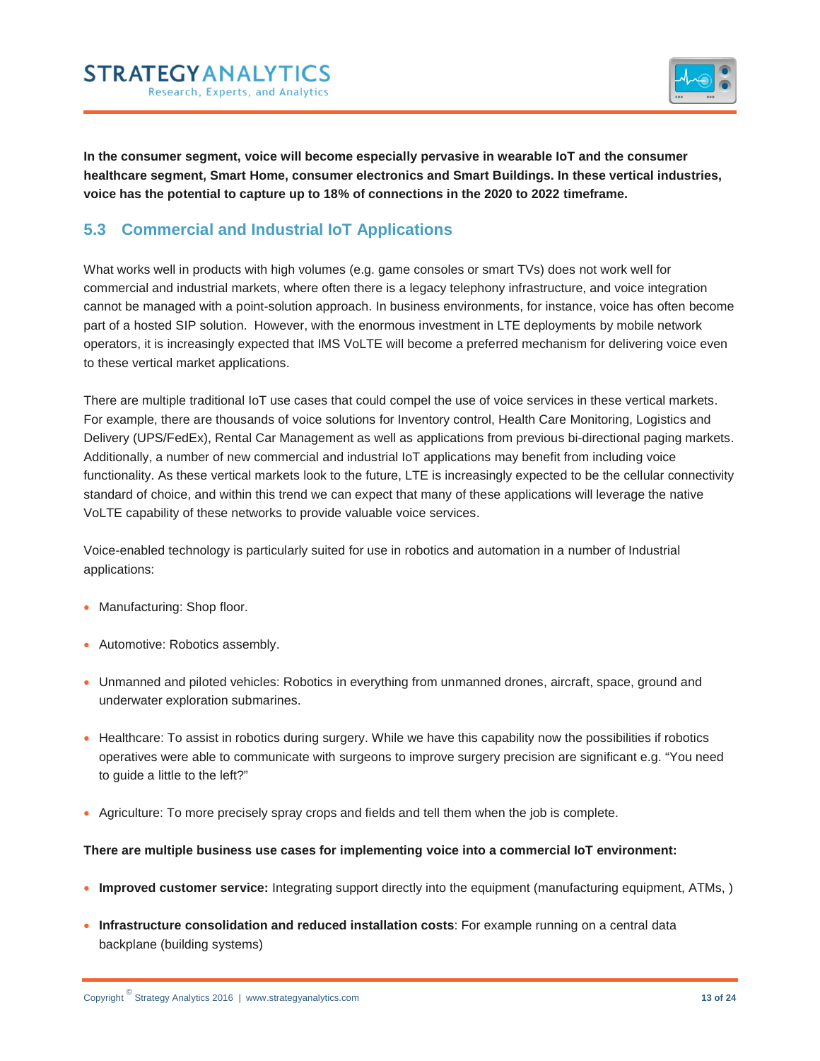**In the consumer segment, voice will become especially pervasive in wearable IoT and the consumer healthcare segment, Smart Home, consumer electronics and Smart Buildings. In these vertical industries, voice has the potential to capture up to 18% of connections in the 2020 to 2022 timeframe.**

## 5.3 Commercial and Industrial IoT Applications

What works well in products with high volumes (e.g. game consoles or smart TVs) does not work well for commercial and industrial markets, where often there is a legacy telephony infrastructure, and voice integration cannot be managed with a point-solution approach. In business environments, for instance, voice has often become part of a hosted SIP solution. However, with the enormous investment in LTE deployments by mobile network operators, it is increasingly expected that IMS VoLTE will become a preferred mechanism for delivering voice even to these vertical market applications.

There are multiple traditional IoT use cases that could compel the use of voice services in these vertical markets. For example, there are thousands of voice solutions for Inventory control, Health Care Monitoring, Logistics and Delivery (UPS/FedEx), Rental Car Management as well as applications from previous bi-directional paging markets. Additionally, a number of new commercial and industrial IoT applications may benefit from including voice functionality. As these vertical markets look to the future, LTE is increasingly expected to be the cellular connectivity standard of choice, and within this trend we can expect that many of these applications will leverage the native VoLTE capability of these networks to provide valuable voice services.

Voice-enabled technology is particularly suited for use in robotics and automation in a number of Industrial applications:

- Manufacturing: Shop floor.
- Automotive: Robotics assembly.
- Unmanned and piloted vehicles: Robotics in everything from unmanned drones, aircraft, space, ground and underwater exploration submarines.
- Healthcare: To assist in robotics during surgery. While we have this capability now the possibilities if robotics operatives were able to communicate with surgeons to improve surgery precision are significant e.g. "You need to guide a little to the left?"
- Agriculture: To more precisely spray crops and fields and tell them when the job is complete.

**There are multiple business use cases for implementing voice into a commercial IoT environment:**

- **Improved customer service:** Integrating support directly into the equipment (manufacturing equipment, ATMs, )
- **Infrastructure consolidation and reduced installation costs**: For example running on a central data backplane (building systems)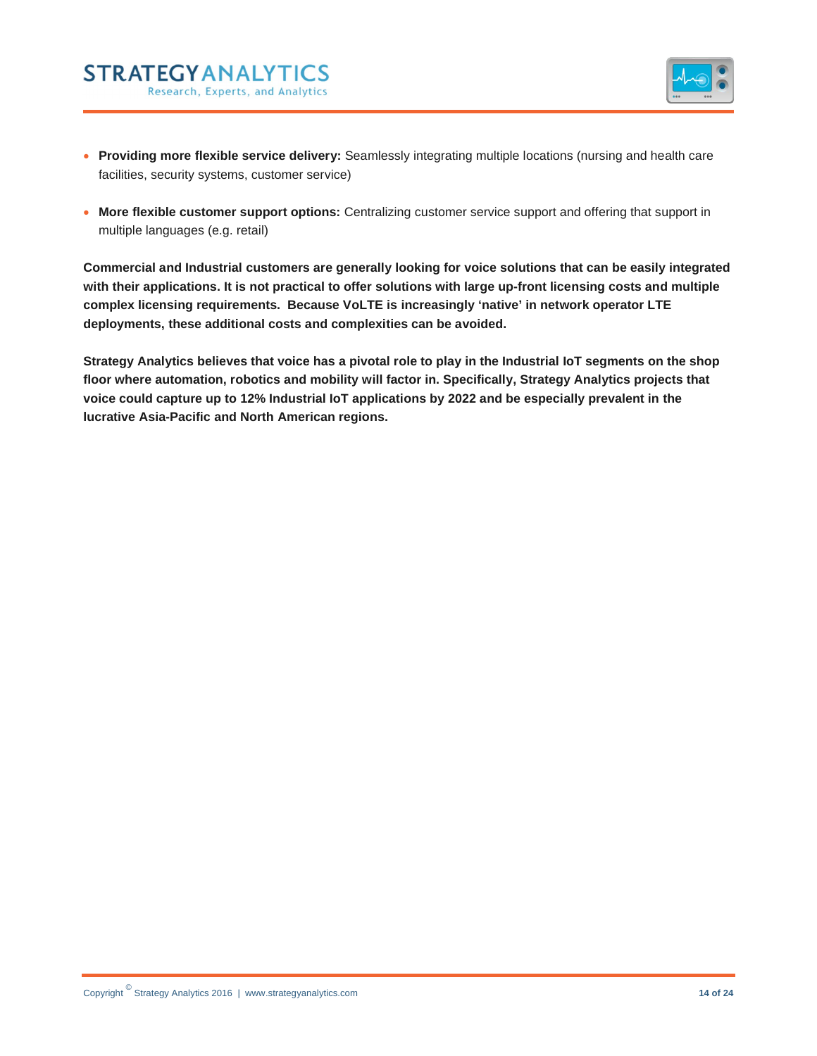- **Providing more flexible service delivery:** Seamlessly integrating multiple locations (nursing and health care facilities, security systems, customer service)

- **More flexible customer support options:** Centralizing customer service support and offering that support in multiple languages (e.g. retail)

**Commercial and Industrial customers are generally looking for voice solutions that can be easily integrated with their applications. It is not practical to offer solutions with large up-front licensing costs and multiple complex licensing requirements. Because VoLTE is increasingly 'native' in network operator LTE deployments, these additional costs and complexities can be avoided.**

**Strategy Analytics believes that voice has a pivotal role to play in the Industrial IoT segments on the shop floor where automation, robotics and mobility will factor in. Specifically, Strategy Analytics projects that voice could capture up to 12% Industrial IoT applications by 2022 and be especially prevalent in the lucrative Asia-Pacific and North American regions.**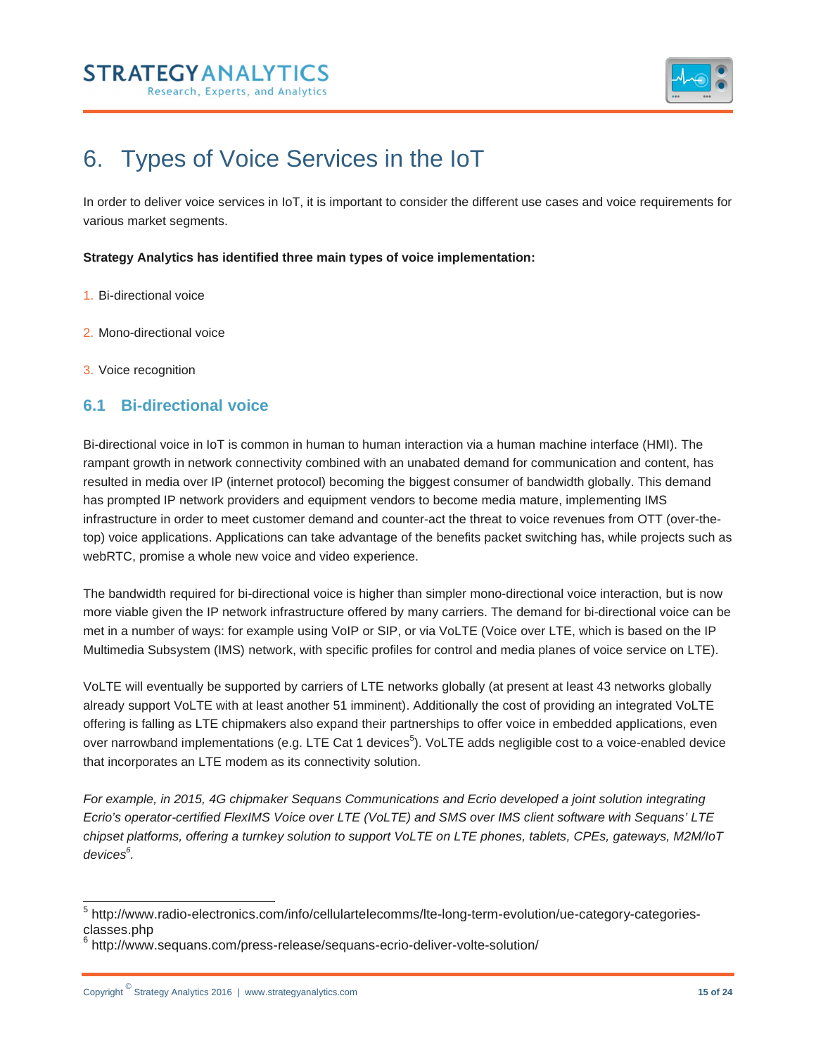# 6. Types of Voice Services in the IoT

In order to deliver voice services in IoT, it is important to consider the different use cases and voice requirements for various market segments.

**Strategy Analytics has identified three main types of voice implementation:**

1. Bi-directional voice
2. Mono-directional voice
3. Voice recognition

## 6.1 Bi-directional voice

Bi-directional voice in IoT is common in human to human interaction via a human machine interface (HMI). The rampant growth in network connectivity combined with an unabated demand for communication and content, has resulted in media over IP (internet protocol) becoming the biggest consumer of bandwidth globally. This demand has prompted IP network providers and equipment vendors to become media mature, implementing IMS infrastructure in order to meet customer demand and counter-act the threat to voice revenues from OTT (over-the-top) voice applications. Applications can take advantage of the benefits packet switching has, while projects such as webRTC, promise a whole new voice and video experience.

The bandwidth required for bi-directional voice is higher than simpler mono-directional voice interaction, but is now more viable given the IP network infrastructure offered by many carriers. The demand for bi-directional voice can be met in a number of ways: for example using VoIP or SIP, or via VoLTE (Voice over LTE, which is based on the IP Multimedia Subsystem (IMS) network, with specific profiles for control and media planes of voice service on LTE).

VoLTE will eventually be supported by carriers of LTE networks globally (at present at least 43 networks globally already support VoLTE with at least another 51 imminent). Additionally the cost of providing an integrated VoLTE offering is falling as LTE chipmakers also expand their partnerships to offer voice in embedded applications, even over narrowband implementations (e.g. LTE Cat 1 devices[5]). VoLTE adds negligible cost to a voice-enabled device that incorporates an LTE modem as its connectivity solution.

*For example, in 2015, 4G chipmaker Sequans Communications and Ecrio developed a joint solution integrating Ecrio's operator-certified FlexIMS Voice over LTE (VoLTE) and SMS over IMS client software with Sequans' LTE chipset platforms, offering a turnkey solution to support VoLTE on LTE phones, tablets, CPEs, gateways, M2M/IoT devices[6].*

---

[5] http://www.radio-electronics.com/info/cellulartelecomms/lte-long-term-evolution/ue-category-categories-classes.php

[6] http://www.sequans.com/press-release/sequans-ecrio-deliver-volte-solution/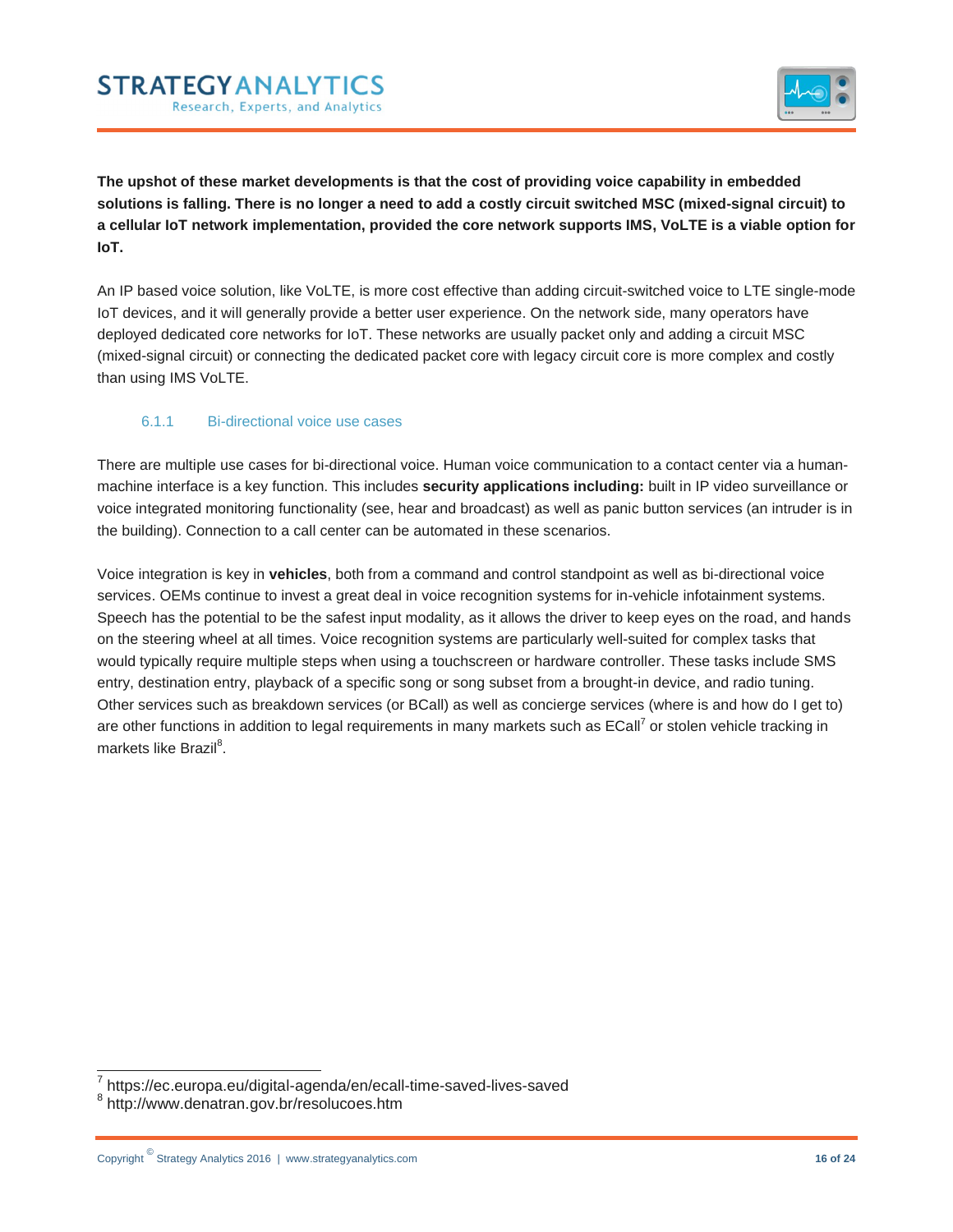**The upshot of these market developments is that the cost of providing voice capability in embedded solutions is falling. There is no longer a need to add a costly circuit switched MSC (mixed-signal circuit) to a cellular IoT network implementation, provided the core network supports IMS, VoLTE is a viable option for IoT.**

An IP based voice solution, like VoLTE, is more cost effective than adding circuit-switched voice to LTE single-mode IoT devices, and it will generally provide a better user experience. On the network side, many operators have deployed dedicated core networks for IoT. These networks are usually packet only and adding a circuit MSC (mixed-signal circuit) or connecting the dedicated packet core with legacy circuit core is more complex and costly than using IMS VoLTE.

### 6.1.1 Bi-directional voice use cases

There are multiple use cases for bi-directional voice. Human voice communication to a contact center via a human-machine interface is a key function. This includes **security applications including:** built in IP video surveillance or voice integrated monitoring functionality (see, hear and broadcast) as well as panic button services (an intruder is in the building). Connection to a call center can be automated in these scenarios.

Voice integration is key in **vehicles**, both from a command and control standpoint as well as bi-directional voice services. OEMs continue to invest a great deal in voice recognition systems for in-vehicle infotainment systems. Speech has the potential to be the safest input modality, as it allows the driver to keep eyes on the road, and hands on the steering wheel at all times. Voice recognition systems are particularly well-suited for complex tasks that would typically require multiple steps when using a touchscreen or hardware controller. These tasks include SMS entry, destination entry, playback of a specific song or song subset from a brought-in device, and radio tuning. Other services such as breakdown services (or BCall) as well as concierge services (where is and how do I get to) are other functions in addition to legal requirements in many markets such as ECall[7] or stolen vehicle tracking in markets like Brazil[8].

---

[7] https://ec.europa.eu/digital-agenda/en/ecall-time-saved-lives-saved

[8] http://www.denatran.gov.br/resolucoes.htm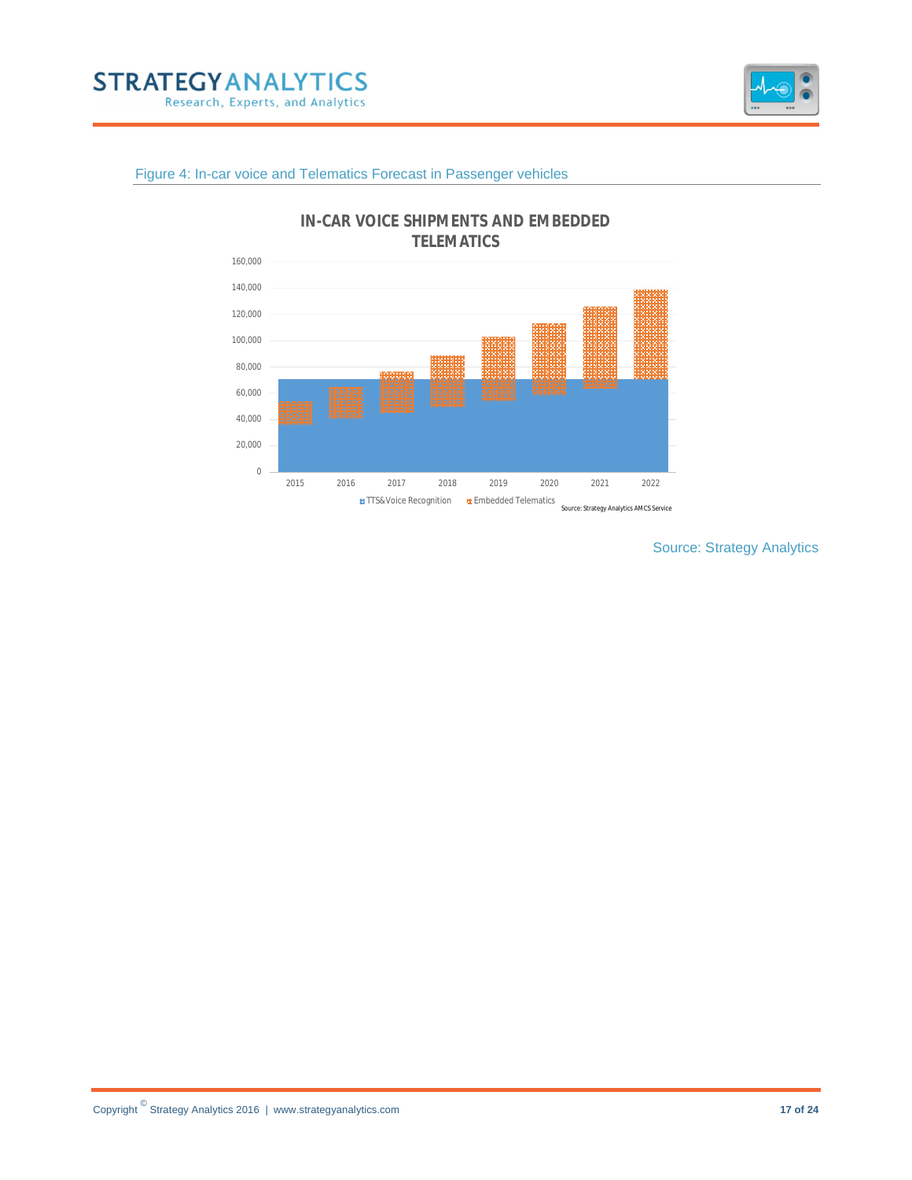Figure 4: In-car voice and Telematics Forecast in Passenger vehicles

**IN-CAR VOICE SHIPMENTS AND EMBEDDED TELEMATICS**

160,000
140,000
120,000
100,000
80,000
60,000
40,000
20,000
0

2015 2016 2017 2018 2019 2020 2021 2022

TTS&Voice Recognition Embedded Telematics

Source: Strategy Analytics AMCS Service

Source: Strategy Analytics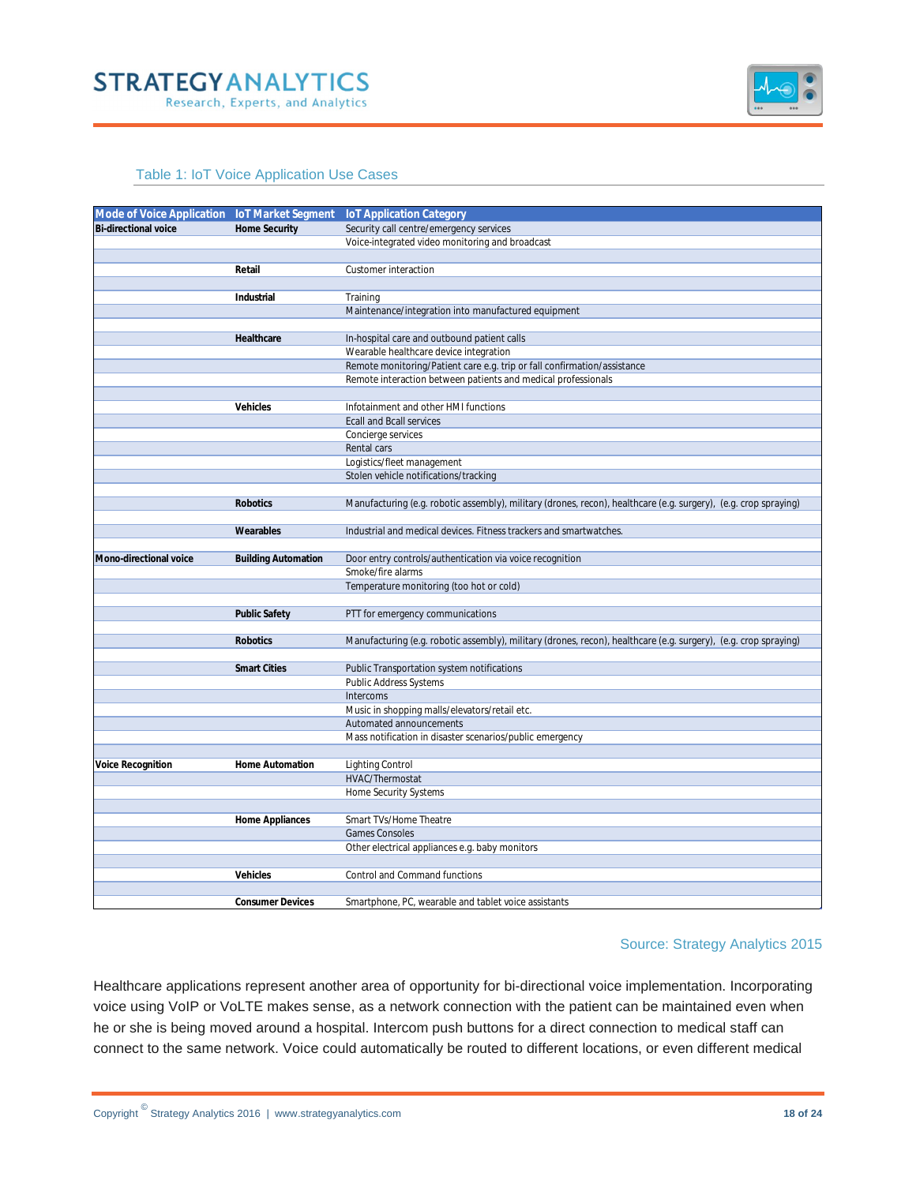Table 1: IoT Voice Application Use Cases

| Mode of Voice Application | IoT Market Segment | IoT Application Category |
|---|---|---|
| **Bi-directional voice** | **Home Security** | Security call centre/emergency services |
| | | Voice-integrated video monitoring and broadcast |
| | | |
| | **Retail** | Customer interaction |
| | | |
| | **Industrial** | Training |
| | | Maintenance/integration into manufactured equipment |
| | | |
| | **Healthcare** | In-hospital care and outbound patient calls |
| | | Wearable healthcare device integration |
| | | Remote monitoring/Patient care e.g. trip or fall confirmation/assistance |
| | | Remote interaction between patients and medical professionals |
| | | |
| | **Vehicles** | Infotainment and other HMI functions |
| | | Ecall and Bcall services |
| | | Concierge services |
| | | Rental cars |
| | | Logistics/fleet management |
| | | Stolen vehicle notifications/tracking |
| | | |
| | **Robotics** | Manufacturing (e.g. robotic assembly), military (drones, recon), healthcare (e.g. surgery), (e.g. crop spraying) |
| | | |
| | **Wearables** | Industrial and medical devices. Fitness trackers and smartwatches. |
| | | |
| **Mono-directional voice** | **Building Automation** | Door entry controls/authentication via voice recognition |
| | | Smoke/fire alarms |
| | | Temperature monitoring (too hot or cold) |
| | | |
| | **Public Safety** | PTT for emergency communications |
| | | |
| | **Robotics** | Manufacturing (e.g. robotic assembly), military (drones, recon), healthcare (e.g. surgery), (e.g. crop spraying) |
| | | |
| | **Smart Cities** | Public Transportation system notifications |
| | | Public Address Systems |
| | | Intercoms |
| | | Music in shopping malls/elevators/retail etc. |
| | | Automated announcements |
| | | Mass notification in disaster scenarios/public emergency |
| | | |
| **Voice Recognition** | **Home Automation** | Lighting Control |
| | | HVAC/Thermostat |
| | | Home Security Systems |
| | | |
| | **Home Appliances** | Smart TVs/Home Theatre |
| | | Games Consoles |
| | | Other electrical appliances e.g. baby monitors |
| | | |
| | **Vehicles** | Control and Command functions |
| | | |
| | **Consumer Devices** | Smartphone, PC, wearable and tablet voice assistants |

Source: Strategy Analytics 2015

Healthcare applications represent another area of opportunity for bi-directional voice implementation. Incorporating voice using VoIP or VoLTE makes sense, as a network connection with the patient can be maintained even when he or she is being moved around a hospital. Intercom push buttons for a direct connection to medical staff can connect to the same network. Voice could automatically be routed to different locations, or even different medical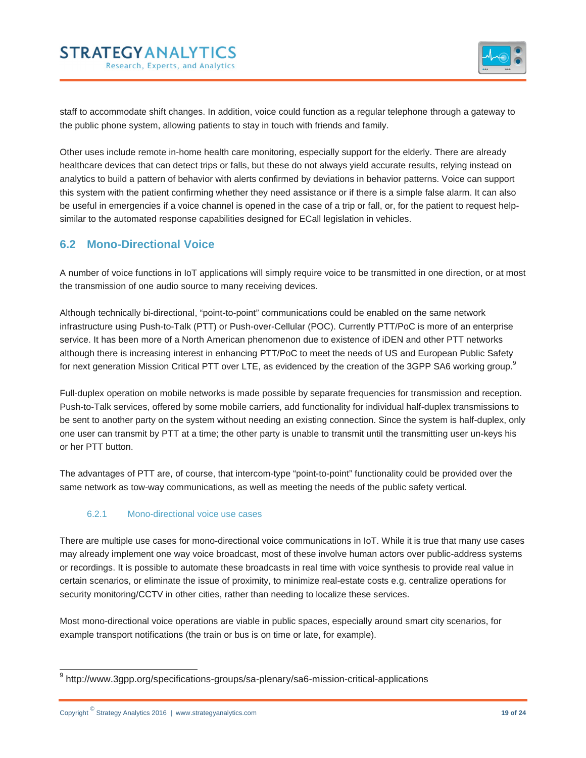staff to accommodate shift changes. In addition, voice could function as a regular telephone through a gateway to the public phone system, allowing patients to stay in touch with friends and family.

Other uses include remote in-home health care monitoring, especially support for the elderly. There are already healthcare devices that can detect trips or falls, but these do not always yield accurate results, relying instead on analytics to build a pattern of behavior with alerts confirmed by deviations in behavior patterns. Voice can support this system with the patient confirming whether they need assistance or if there is a simple false alarm. It can also be useful in emergencies if a voice channel is opened in the case of a trip or fall, or, for the patient to request help-similar to the automated response capabilities designed for ECall legislation in vehicles.

## 6.2 Mono-Directional Voice

A number of voice functions in IoT applications will simply require voice to be transmitted in one direction, or at most the transmission of one audio source to many receiving devices.

Although technically bi-directional, "point-to-point" communications could be enabled on the same network infrastructure using Push-to-Talk (PTT) or Push-over-Cellular (POC). Currently PTT/PoC is more of an enterprise service. It has been more of a North American phenomenon due to existence of iDEN and other PTT networks although there is increasing interest in enhancing PTT/PoC to meet the needs of US and European Public Safety for next generation Mission Critical PTT over LTE, as evidenced by the creation of the 3GPP SA6 working group.[9]

Full-duplex operation on mobile networks is made possible by separate frequencies for transmission and reception. Push-to-Talk services, offered by some mobile carriers, add functionality for individual half-duplex transmissions to be sent to another party on the system without needing an existing connection. Since the system is half-duplex, only one user can transmit by PTT at a time; the other party is unable to transmit until the transmitting user un-keys his or her PTT button.

The advantages of PTT are, of course, that intercom-type "point-to-point" functionality could be provided over the same network as tow-way communications, as well as meeting the needs of the public safety vertical.

### 6.2.1 Mono-directional voice use cases

There are multiple use cases for mono-directional voice communications in IoT. While it is true that many use cases may already implement one way voice broadcast, most of these involve human actors over public-address systems or recordings. It is possible to automate these broadcasts in real time with voice synthesis to provide real value in certain scenarios, or eliminate the issue of proximity, to minimize real-estate costs e.g. centralize operations for security monitoring/CCTV in other cities, rather than needing to localize these services.

Most mono-directional voice operations are viable in public spaces, especially around smart city scenarios, for example transport notifications (the train or bus is on time or late, for example).

[9] http://www.3gpp.org/specifications-groups/sa-plenary/sa6-mission-critical-applications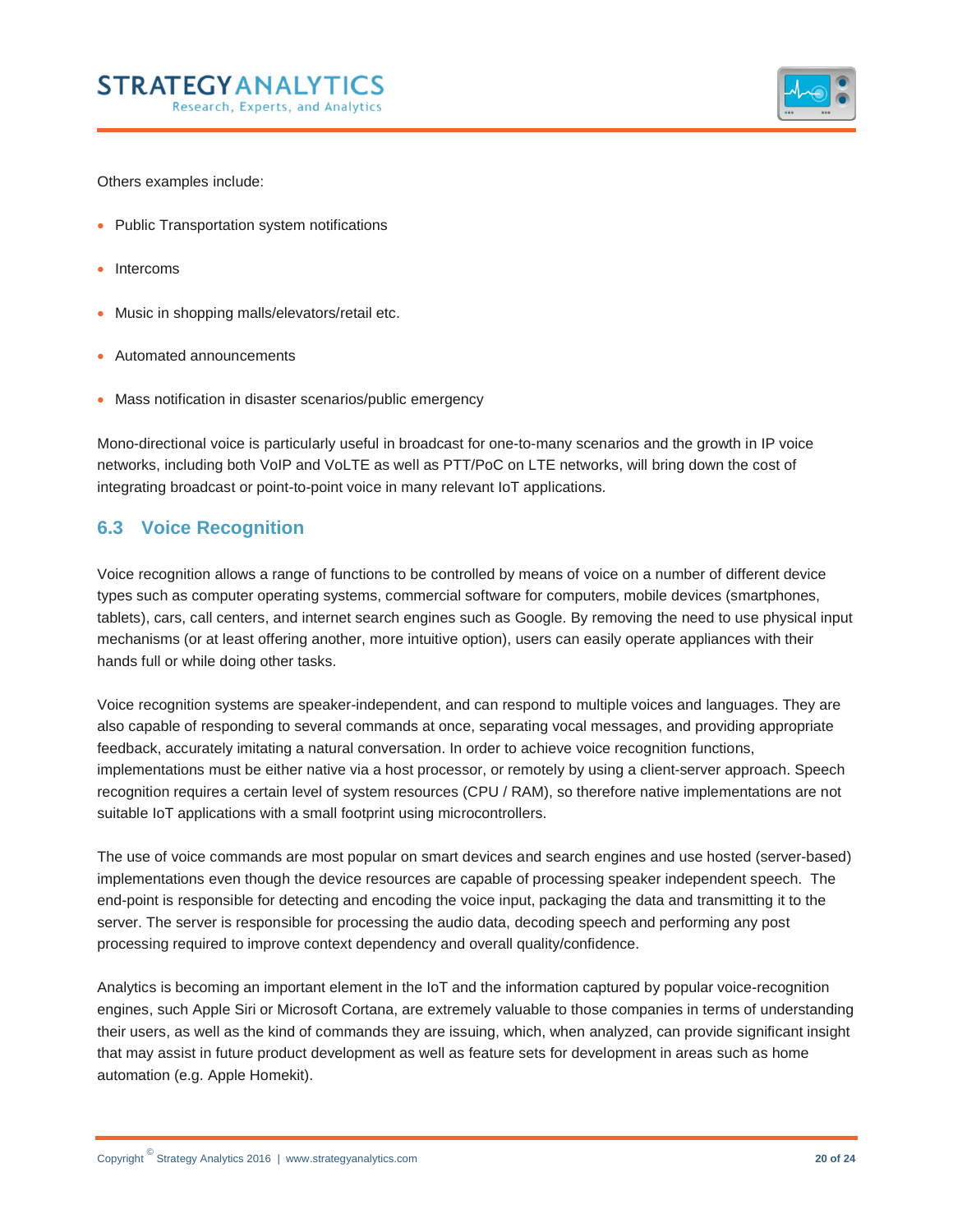Others examples include:

- Public Transportation system notifications
- Intercoms
- Music in shopping malls/elevators/retail etc.
- Automated announcements
- Mass notification in disaster scenarios/public emergency

Mono-directional voice is particularly useful in broadcast for one-to-many scenarios and the growth in IP voice networks, including both VoIP and VoLTE as well as PTT/PoC on LTE networks, will bring down the cost of integrating broadcast or point-to-point voice in many relevant IoT applications.

## 6.3 Voice Recognition

Voice recognition allows a range of functions to be controlled by means of voice on a number of different device types such as computer operating systems, commercial software for computers, mobile devices (smartphones, tablets), cars, call centers, and internet search engines such as Google. By removing the need to use physical input mechanisms (or at least offering another, more intuitive option), users can easily operate appliances with their hands full or while doing other tasks.

Voice recognition systems are speaker-independent, and can respond to multiple voices and languages. They are also capable of responding to several commands at once, separating vocal messages, and providing appropriate feedback, accurately imitating a natural conversation. In order to achieve voice recognition functions, implementations must be either native via a host processor, or remotely by using a client-server approach. Speech recognition requires a certain level of system resources (CPU / RAM), so therefore native implementations are not suitable IoT applications with a small footprint using microcontrollers.

The use of voice commands are most popular on smart devices and search engines and use hosted (server-based) implementations even though the device resources are capable of processing speaker independent speech. The end-point is responsible for detecting and encoding the voice input, packaging the data and transmitting it to the server. The server is responsible for processing the audio data, decoding speech and performing any post processing required to improve context dependency and overall quality/confidence.

Analytics is becoming an important element in the IoT and the information captured by popular voice-recognition engines, such Apple Siri or Microsoft Cortana, are extremely valuable to those companies in terms of understanding their users, as well as the kind of commands they are issuing, which, when analyzed, can provide significant insight that may assist in future product development as well as feature sets for development in areas such as home automation (e.g. Apple Homekit).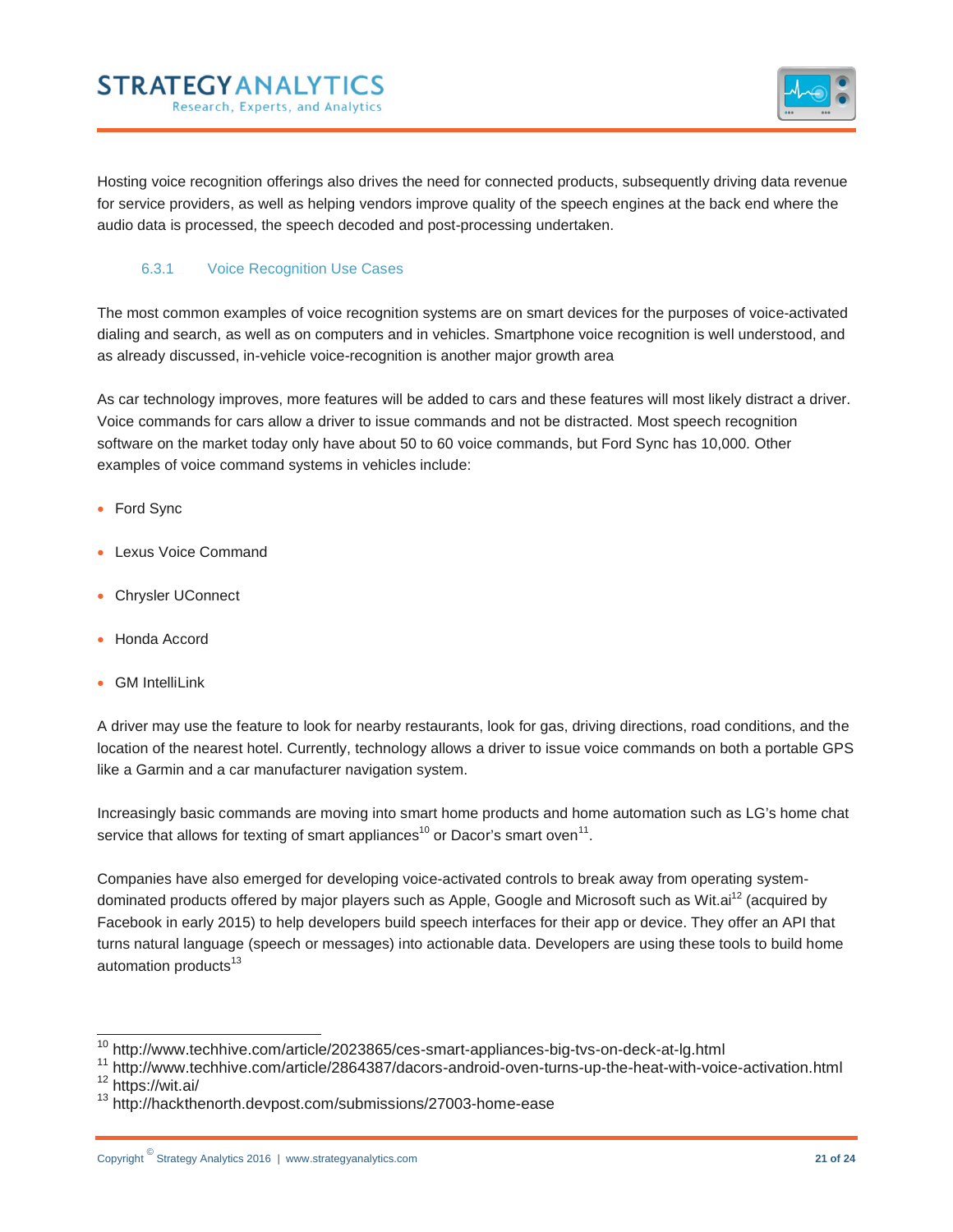Hosting voice recognition offerings also drives the need for connected products, subsequently driving data revenue for service providers, as well as helping vendors improve quality of the speech engines at the back end where the audio data is processed, the speech decoded and post-processing undertaken.

### 6.3.1 Voice Recognition Use Cases

The most common examples of voice recognition systems are on smart devices for the purposes of voice-activated dialing and search, as well as on computers and in vehicles. Smartphone voice recognition is well understood, and as already discussed, in-vehicle voice-recognition is another major growth area

As car technology improves, more features will be added to cars and these features will most likely distract a driver. Voice commands for cars allow a driver to issue commands and not be distracted. Most speech recognition software on the market today only have about 50 to 60 voice commands, but Ford Sync has 10,000. Other examples of voice command systems in vehicles include:

- Ford Sync
- Lexus Voice Command
- Chrysler UConnect
- Honda Accord
- GM IntelliLink

A driver may use the feature to look for nearby restaurants, look for gas, driving directions, road conditions, and the location of the nearest hotel. Currently, technology allows a driver to issue voice commands on both a portable GPS like a Garmin and a car manufacturer navigation system.

Increasingly basic commands are moving into smart home products and home automation such as LG's home chat service that allows for texting of smart appliances[10] or Dacor's smart oven[11].

Companies have also emerged for developing voice-activated controls to break away from operating system-dominated products offered by major players such as Apple, Google and Microsoft such as Wit.ai[12] (acquired by Facebook in early 2015) to help developers build speech interfaces for their app or device. They offer an API that turns natural language (speech or messages) into actionable data. Developers are using these tools to build home automation products[13]

---

[10] http://www.techhive.com/article/2023865/ces-smart-appliances-big-tvs-on-deck-at-lg.html
[11] http://www.techhive.com/article/2864387/dacors-android-oven-turns-up-the-heat-with-voice-activation.html
[12] https://wit.ai/
[13] http://hackthenorth.devpost.com/submissions/27003-home-ease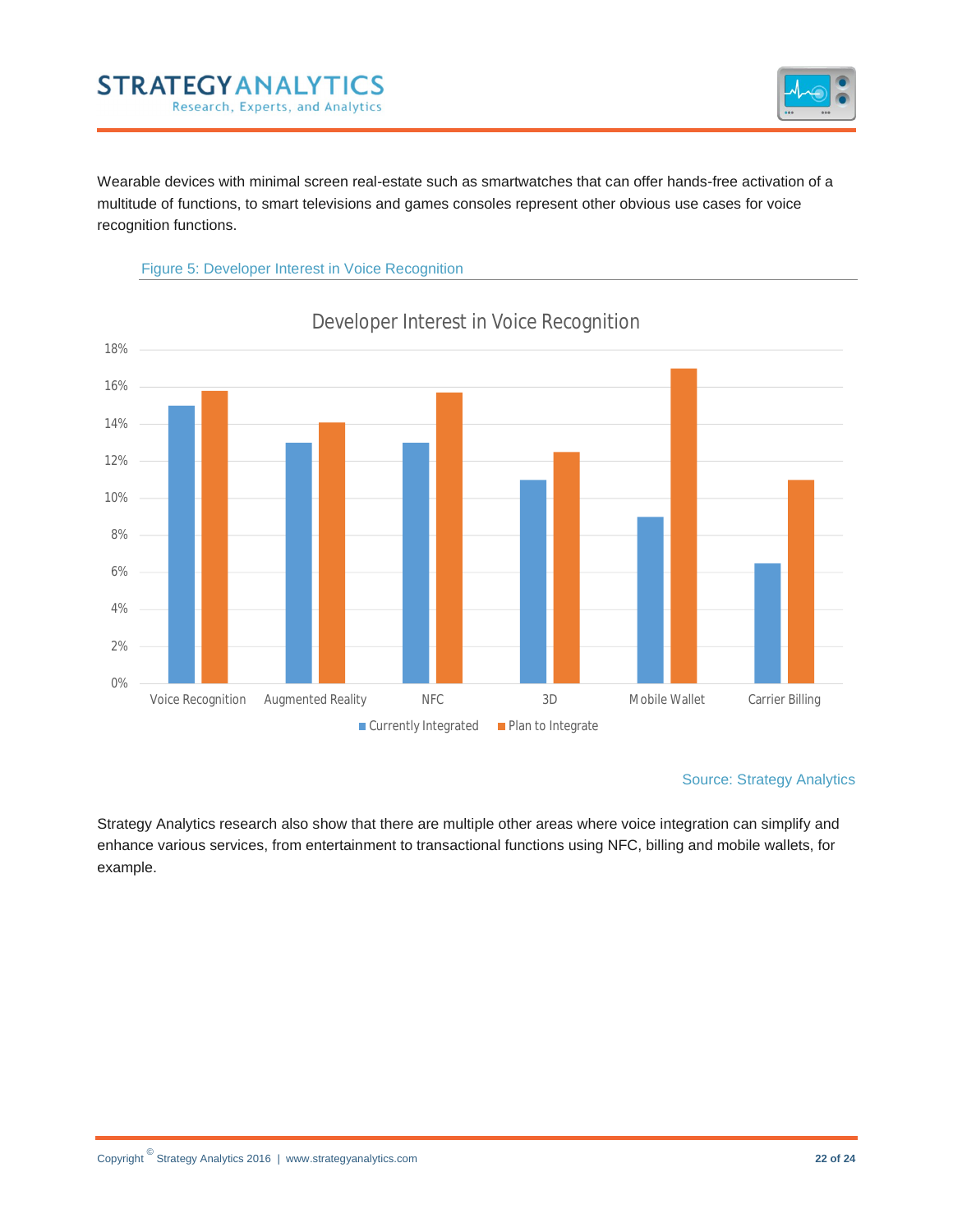Wearable devices with minimal screen real-estate such as smartwatches that can offer hands-free activation of a multitude of functions, to smart televisions and games consoles represent other obvious use cases for voice recognition functions.

Figure 5: Developer Interest in Voice Recognition

Source: Strategy Analytics

Strategy Analytics research also show that there are multiple other areas where voice integration can simplify and enhance various services, from entertainment to transactional functions using NFC, billing and mobile wallets, for example.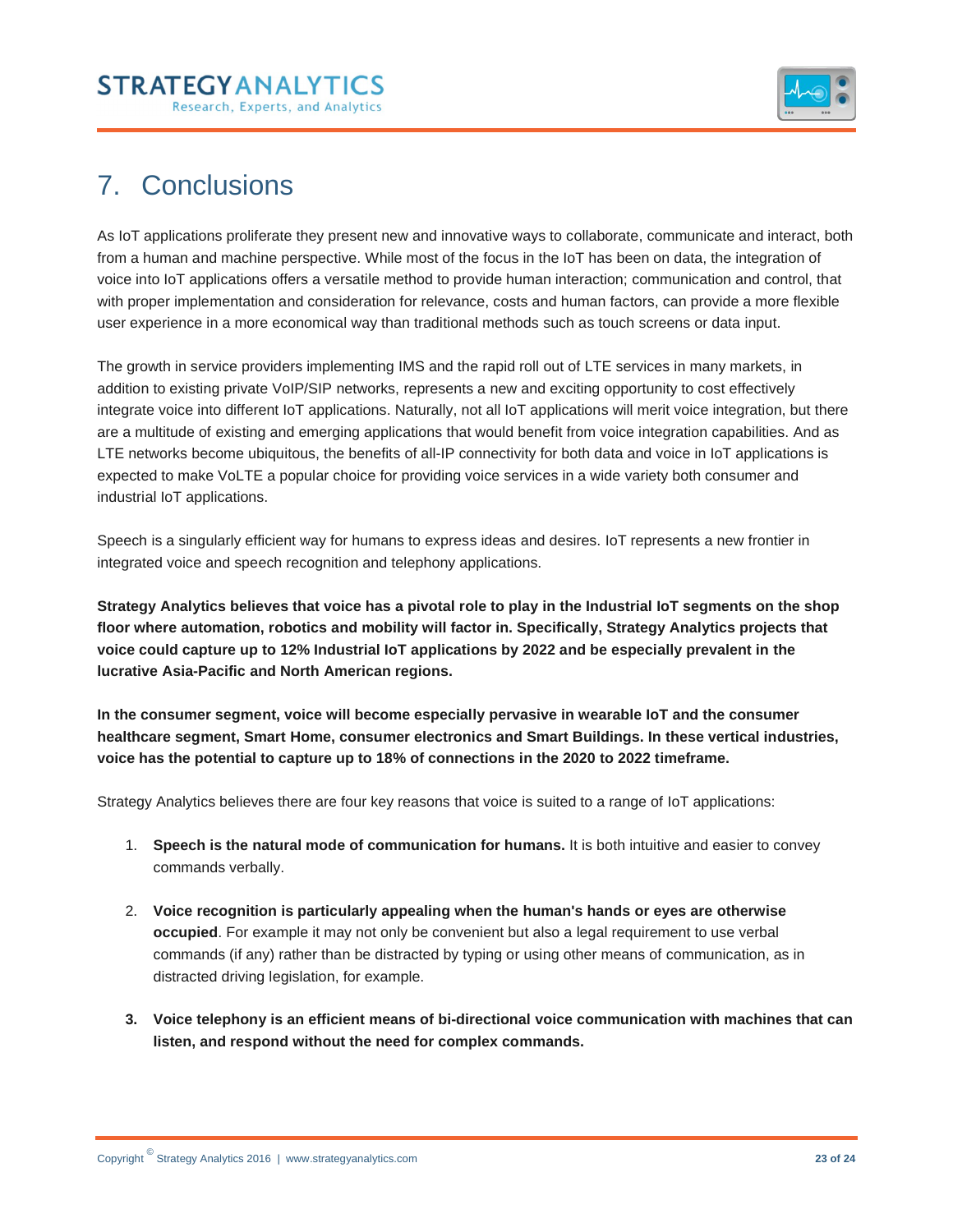# 7. Conclusions

As IoT applications proliferate they present new and innovative ways to collaborate, communicate and interact, both from a human and machine perspective. While most of the focus in the IoT has been on data, the integration of voice into IoT applications offers a versatile method to provide human interaction; communication and control, that with proper implementation and consideration for relevance, costs and human factors, can provide a more flexible user experience in a more economical way than traditional methods such as touch screens or data input.

The growth in service providers implementing IMS and the rapid roll out of LTE services in many markets, in addition to existing private VoIP/SIP networks, represents a new and exciting opportunity to cost effectively integrate voice into different IoT applications. Naturally, not all IoT applications will merit voice integration, but there are a multitude of existing and emerging applications that would benefit from voice integration capabilities. And as LTE networks become ubiquitous, the benefits of all-IP connectivity for both data and voice in IoT applications is expected to make VoLTE a popular choice for providing voice services in a wide variety both consumer and industrial IoT applications.

Speech is a singularly efficient way for humans to express ideas and desires. IoT represents a new frontier in integrated voice and speech recognition and telephony applications.

**Strategy Analytics believes that voice has a pivotal role to play in the Industrial IoT segments on the shop floor where automation, robotics and mobility will factor in. Specifically, Strategy Analytics projects that voice could capture up to 12% Industrial IoT applications by 2022 and be especially prevalent in the lucrative Asia-Pacific and North American regions.**

**In the consumer segment, voice will become especially pervasive in wearable IoT and the consumer healthcare segment, Smart Home, consumer electronics and Smart Buildings. In these vertical industries, voice has the potential to capture up to 18% of connections in the 2020 to 2022 timeframe.**

Strategy Analytics believes there are four key reasons that voice is suited to a range of IoT applications:

1. **Speech is the natural mode of communication for humans.** It is both intuitive and easier to convey commands verbally.

2. **Voice recognition is particularly appealing when the human's hands or eyes are otherwise occupied**. For example it may not only be convenient but also a legal requirement to use verbal commands (if any) rather than be distracted by typing or using other means of communication, as in distracted driving legislation, for example.

3. **Voice telephony is an efficient means of bi-directional voice communication with machines that can listen, and respond without the need for complex commands.**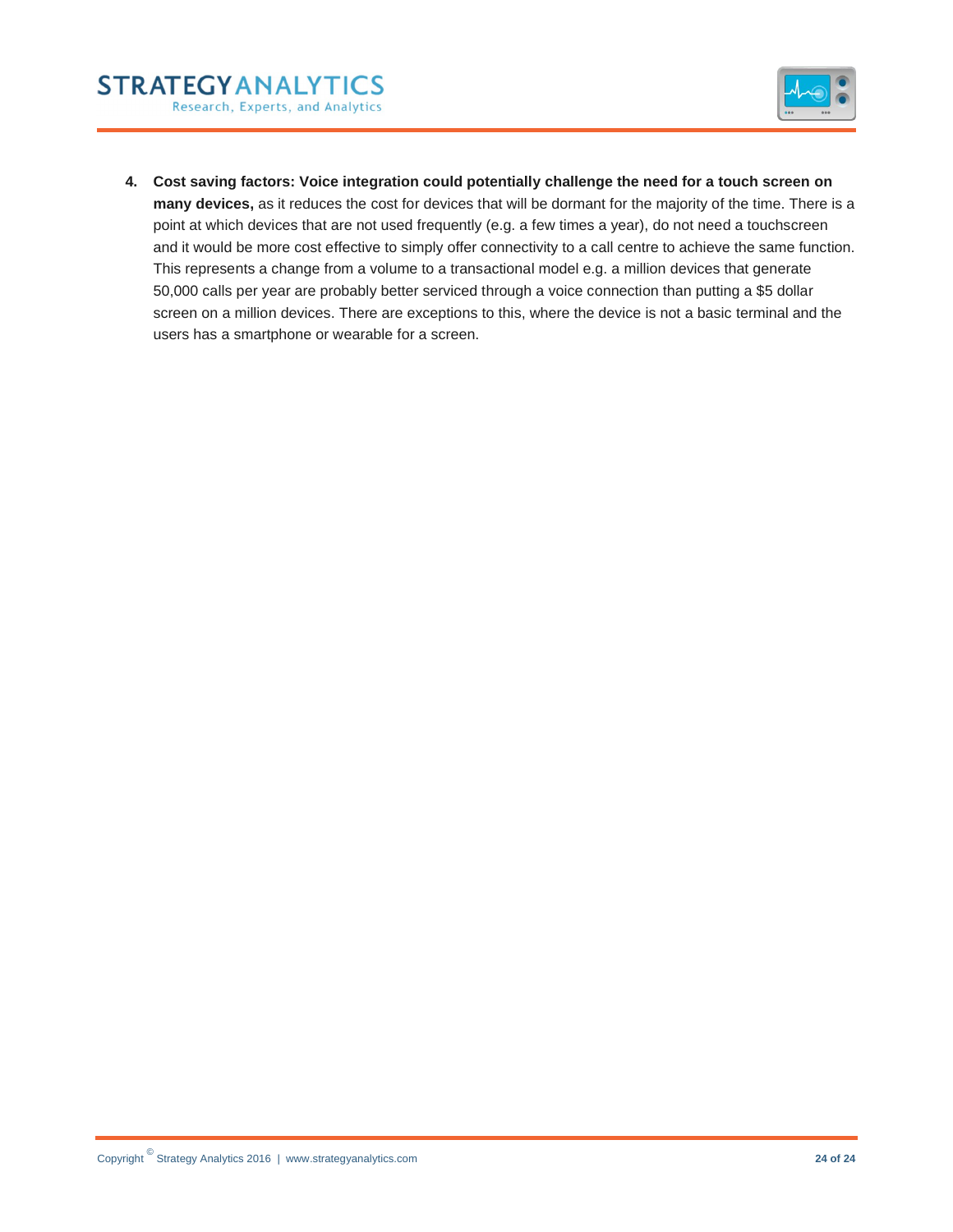4. **Cost saving factors: Voice integration could potentially challenge the need for a touch screen on many devices,** as it reduces the cost for devices that will be dormant for the majority of the time. There is a point at which devices that are not used frequently (e.g. a few times a year), do not need a touchscreen and it would be more cost effective to simply offer connectivity to a call centre to achieve the same function. This represents a change from a volume to a transactional model e.g. a million devices that generate 50,000 calls per year are probably better serviced through a voice connection than putting a $5 dollar screen on a million devices. There are exceptions to this, where the device is not a basic terminal and the users has a smartphone or wearable for a screen.